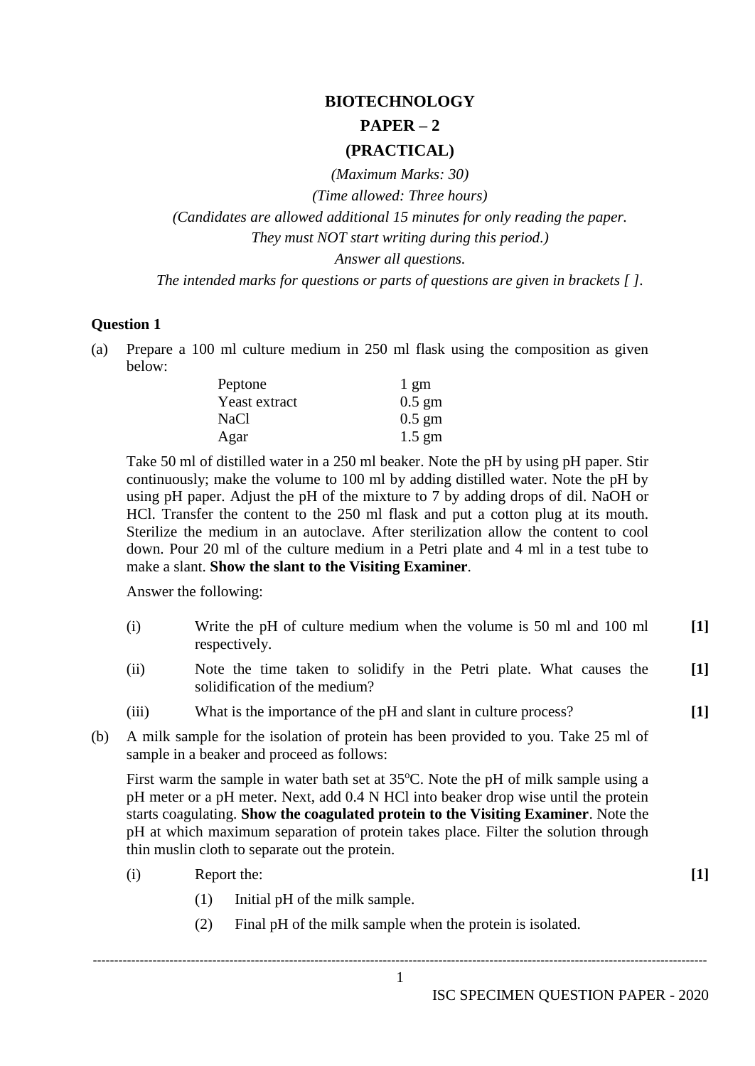# BIOTECHNOLOGY

## PAPER – 2

## (PRACTICAL)

*(Maximum Marks: 30)*

*(Time allowed: Three hours)*

*(Candidates are allowed additional 15 minutes for only reading the paper.*
*They must NOT start writing during this period.)*

*Answer all questions.*

*The intended marks for questions or parts of questions are given in brackets [ ].*

### Question 1

(a) Prepare a 100 ml culture medium in 250 ml flask using the composition as given below:

| | |
|---|---|
| Peptone | 1 gm |
| Yeast extract | 0.5 gm |
| NaCl | 0.5 gm |
| Agar | 1.5 gm |

Take 50 ml of distilled water in a 250 ml beaker. Note the pH by using pH paper. Stir continuously; make the volume to 100 ml by adding distilled water. Note the pH by using pH paper. Adjust the pH of the mixture to 7 by adding drops of dil. NaOH or HCl. Transfer the content to the 250 ml flask and put a cotton plug at its mouth. Sterilize the medium in an autoclave. After sterilization allow the content to cool down. Pour 20 ml of the culture medium in a Petri plate and 4 ml in a test tube to make a slant. **Show the slant to the Visiting Examiner**.

Answer the following:

(i) Write the pH of culture medium when the volume is 50 ml and 100 ml respectively. **[1]**

(ii) Note the time taken to solidify in the Petri plate. What causes the solidification of the medium? **[1]**

(iii) What is the importance of the pH and slant in culture process? **[1]**

(b) A milk sample for the isolation of protein has been provided to you. Take 25 ml of sample in a beaker and proceed as follows:

First warm the sample in water bath set at 35ºC. Note the pH of milk sample using a pH meter or a pH meter. Next, add 0.4 N HCl into beaker drop wise until the protein starts coagulating. **Show the coagulated protein to the Visiting Examiner**. Note the pH at which maximum separation of protein takes place. Filter the solution through thin muslin cloth to separate out the protein.

(i) Report the: **[1]**

(1) Initial pH of the milk sample.

(2) Final pH of the milk sample when the protein is isolated.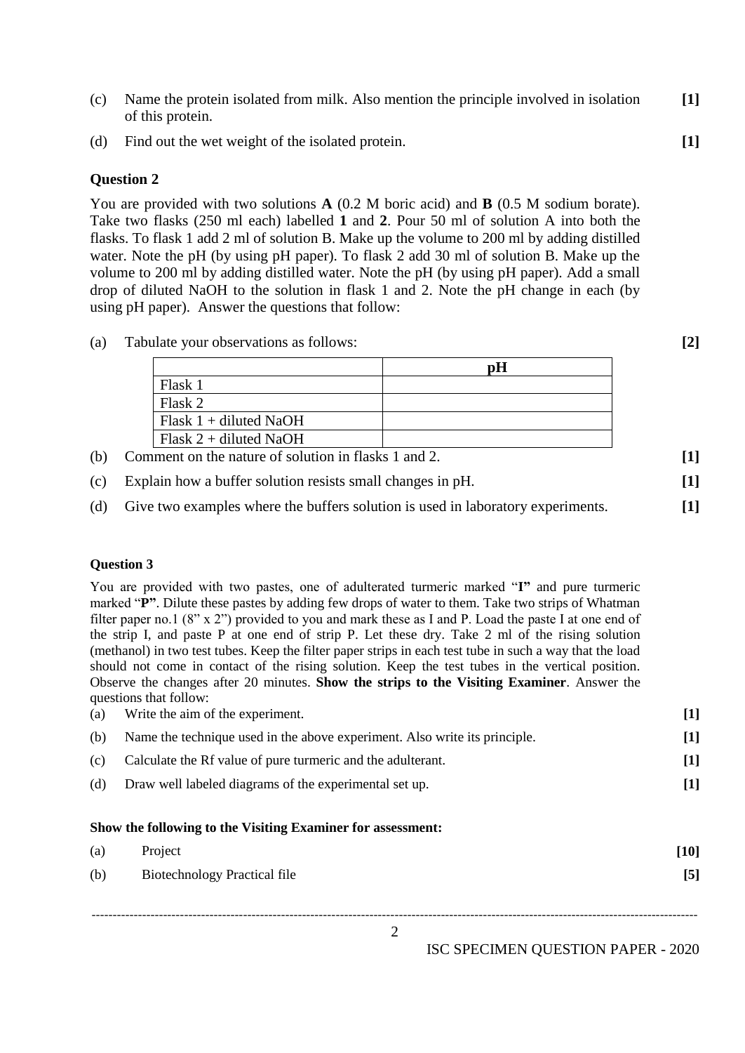(c) Name the protein isolated from milk. Also mention the principle involved in isolation of this protein. **[1]**

(d) Find out the wet weight of the isolated protein. **[1]**

**Question 2**

You are provided with two solutions **A** (0.2 M boric acid) and **B** (0.5 M sodium borate). Take two flasks (250 ml each) labelled **1** and **2**. Pour 50 ml of solution A into both the flasks. To flask 1 add 2 ml of solution B. Make up the volume to 200 ml by adding distilled water. Note the pH (by using pH paper). To flask 2 add 30 ml of solution B. Make up the volume to 200 ml by adding distilled water. Note the pH (by using pH paper). Add a small drop of diluted NaOH to the solution in flask 1 and 2. Note the pH change in each (by using pH paper). Answer the questions that follow:

(a) Tabulate your observations as follows: **[2]**

| | **pH** |
|---|---|
| Flask 1 | |
| Flask 2 | |
| Flask 1 + diluted NaOH | |
| Flask 2 + diluted NaOH | |

(b) Comment on the nature of solution in flasks 1 and 2. **[1]**

(c) Explain how a buffer solution resists small changes in pH. **[1]**

(d) Give two examples where the buffers solution is used in laboratory experiments. **[1]**

**Question 3**

You are provided with two pastes, one of adulterated turmeric marked "**I"** and pure turmeric marked "**P"**. Dilute these pastes by adding few drops of water to them. Take two strips of Whatman filter paper no.1 (8" x 2") provided to you and mark these as I and P. Load the paste I at one end of the strip I, and paste P at one end of strip P. Let these dry. Take 2 ml of the rising solution (methanol) in two test tubes. Keep the filter paper strips in each test tube in such a way that the load should not come in contact of the rising solution. Keep the test tubes in the vertical position. Observe the changes after 20 minutes. **Show the strips to the Visiting Examiner**. Answer the questions that follow:

(a) Write the aim of the experiment. **[1]**

(b) Name the technique used in the above experiment. Also write its principle. **[1]**

(c) Calculate the Rf value of pure turmeric and the adulterant. **[1]**

(d) Draw well labeled diagrams of the experimental set up. **[1]**

**Show the following to the Visiting Examiner for assessment:**

(a) Project **[10]**

(b) Biotechnology Practical file **[5]**